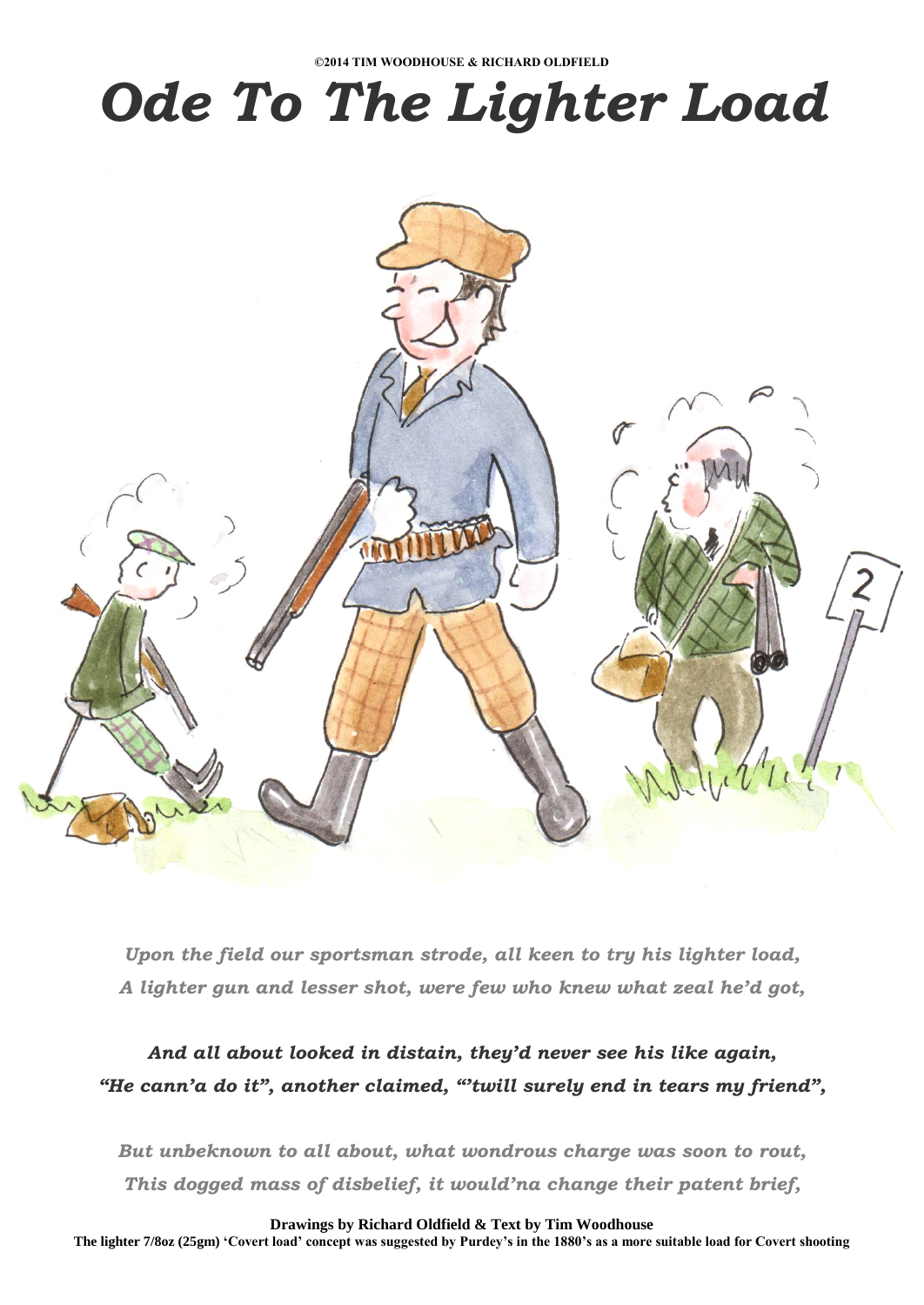©2014 TIM WOODHOUSE & RICHARD OLDFIELD

# *Ode To The Lighter Load*

*Upon the field our sportsman strode, all keen to try his lighter load,*
*A lighter gun and lesser shot, were few who knew what zeal he'd got,*

***And all about looked in distain, they'd never see his like again,***
***"He cann'a do it", another claimed, "'twill surely end in tears my friend",***

*But unbeknown to all about, what wondrous charge was soon to rout,*
*This dogged mass of disbelief, it would'na change their patent brief,*

**Drawings by Richard Oldfield & Text by Tim Woodhouse**

**The lighter 7/8oz (25gm) 'Covert load' concept was suggested by Purdey's in the 1880's as a more suitable load for Covert shooting**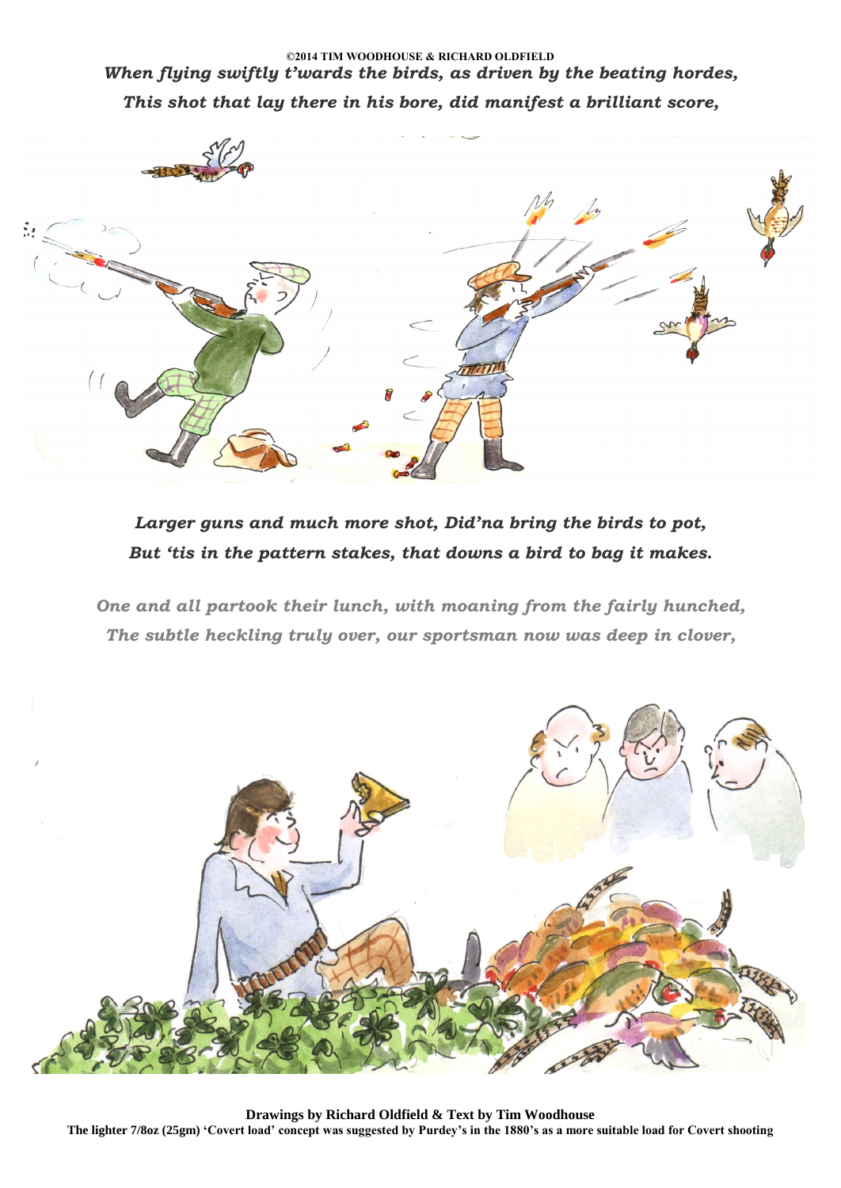©2014 TIM WOODHOUSE & RICHARD OLDFIELD

*When flying swiftly t'wards the birds, as driven by the beating hordes,*
*This shot that lay there in his bore, did manifest a brilliant score,*

*Larger guns and much more shot, Did'na bring the birds to pot,*
*But 'tis in the pattern stakes, that downs a bird to bag it makes.*

*One and all partook their lunch, with moaning from the fairly hunched,*
*The subtle heckling truly over, our sportsman now was deep in clover,*

**Drawings by Richard Oldfield & Text by Tim Woodhouse**

**The lighter 7/8oz (25gm) 'Covert load' concept was suggested by Purdey's in the 1880's as a more suitable load for Covert shooting**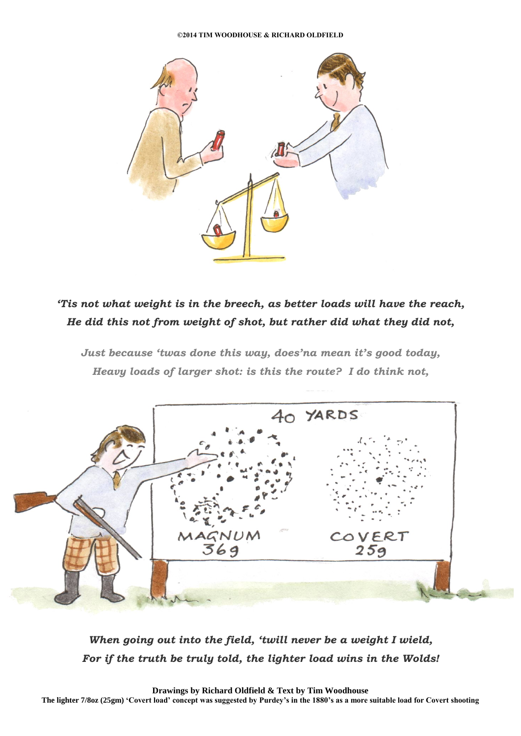*'Tis not what weight is in the breech, as better loads will have the reach,*
*He did this not from weight of shot, but rather did what they did not,*

*Just because 'twas done this way, does'na mean it's good today,*
*Heavy loads of larger shot: is this the route? I do think not,*

40 YARDS

MAGNUM
36g

COVERT
25g

*When going out into the field, 'twill never be a weight I wield,*
*For if the truth be truly told, the lighter load wins in the Wolds!*

**Drawings by Richard Oldfield & Text by Tim Woodhouse**
**The lighter 7/8oz (25gm) 'Covert load' concept was suggested by Purdey's in the 1880's as a more suitable load for Covert shooting**